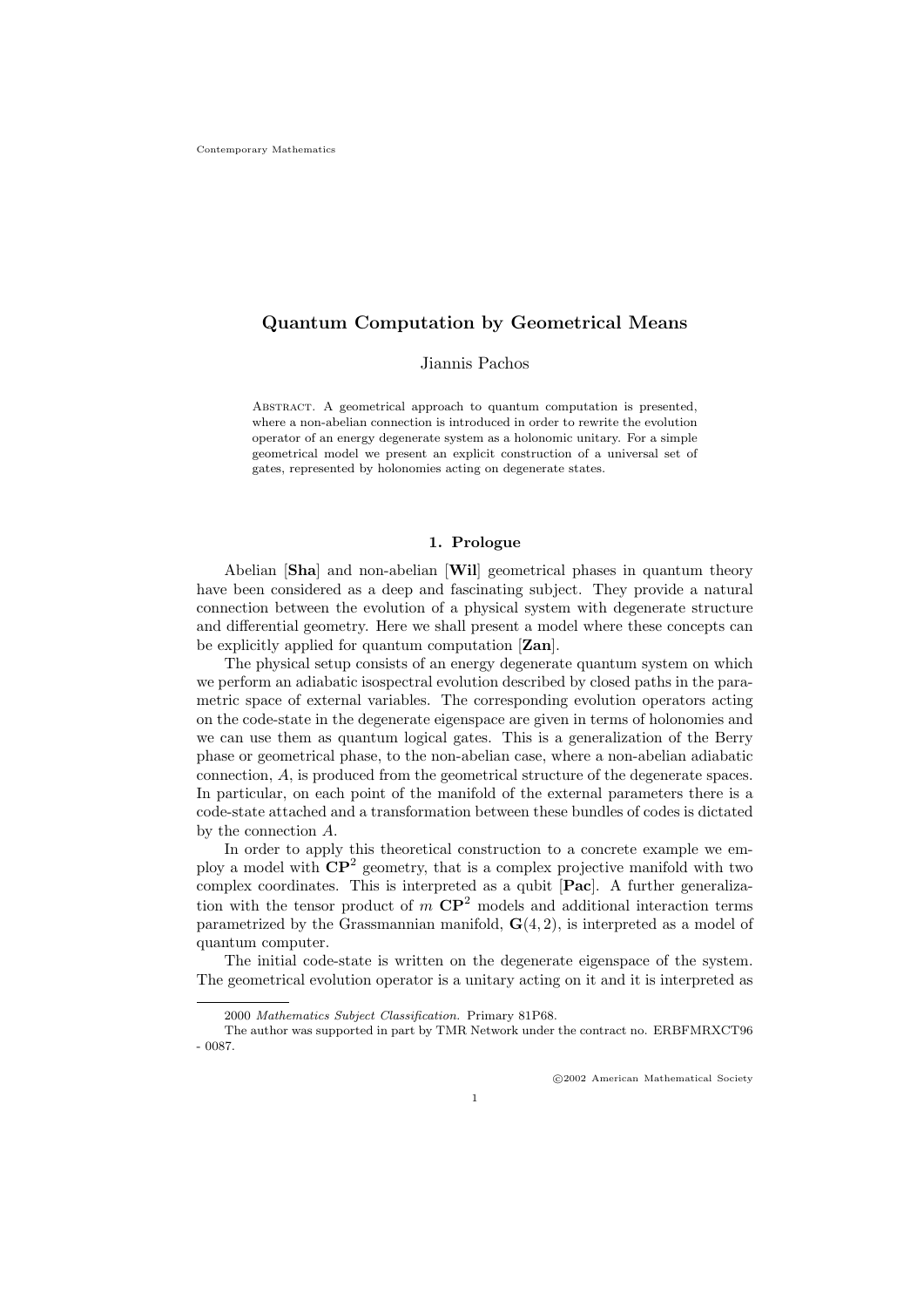# Quantum Computation by Geometrical Means

Jiannis Pachos

Abstract. A geometrical approach to quantum computation is presented, where a non-abelian connection is introduced in order to rewrite the evolution operator of an energy degenerate system as a holonomic unitary. For a simple geometrical model we present an explicit construction of a universal set of gates, represented by holonomies acting on degenerate states.

## 1. Prologue

Abelian [**Sha**] and non-abelian [**Wil**] geometrical phases in quantum theory have been considered as a deep and fascinating subject. They provide a natural connection between the evolution of a physical system with degenerate structure and differential geometry. Here we shall present a model where these concepts can be explicitly applied for quantum computation [**Zan**].

The physical setup consists of an energy degenerate quantum system on which we perform an adiabatic isospectral evolution described by closed paths in the parametric space of external variables. The corresponding evolution operators acting on the code-state in the degenerate eigenspace are given in terms of holonomies and we can use them as quantum logical gates. This is a generalization of the Berry phase or geometrical phase, to the non-abelian case, where a non-abelian adiabatic connection, $A$, is produced from the geometrical structure of the degenerate spaces. In particular, on each point of the manifold of the external parameters there is a code-state attached and a transformation between these bundles of codes is dictated by the connection $A$.

In order to apply this theoretical construction to a concrete example we employ a model with $\mathbf{CP}^2$ geometry, that is a complex projective manifold with two complex coordinates. This is interpreted as a qubit [**Pac**]. A further generalization with the tensor product of $m$ $\mathbf{CP}^2$ models and additional interaction terms parametrized by the Grassmannian manifold, $\mathbf{G}(4,2)$, is interpreted as a model of quantum computer.

The initial code-state is written on the degenerate eigenspace of the system. The geometrical evolution operator is a unitary acting on it and it is interpreted as

---

2000 *Mathematics Subject Classification.* Primary 81P68.

The author was supported in part by TMR Network under the contract no. ERBFMRXCT96 - 0087.

©2002 American Mathematical Society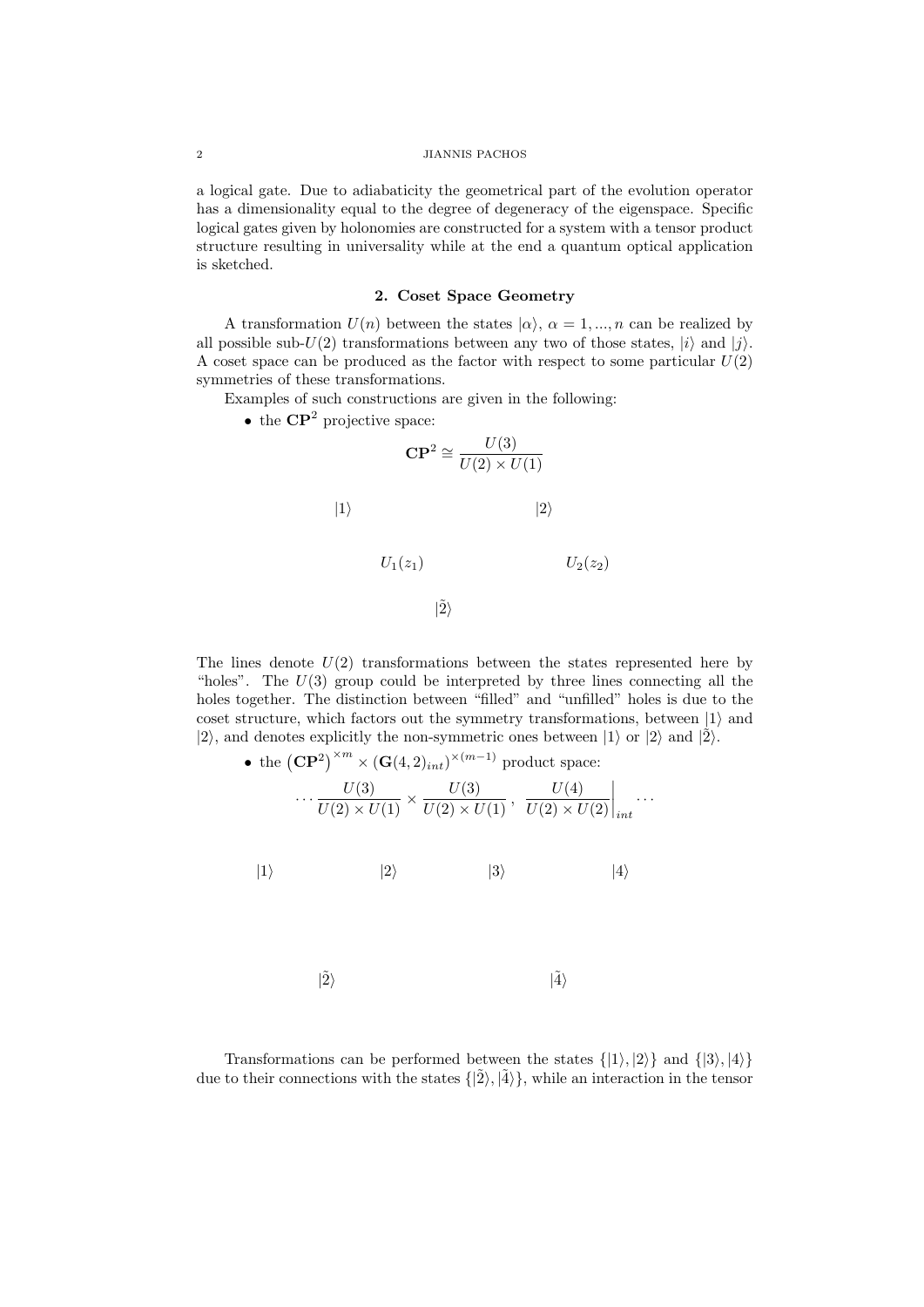a logical gate. Due to adiabaticity the geometrical part of the evolution operator has a dimensionality equal to the degree of degeneracy of the eigenspace. Specific logical gates given by holonomies are constructed for a system with a tensor product structure resulting in universality while at the end a quantum optical application is sketched.

## 2. Coset Space Geometry

A transformation $U(n)$ between the states $|\alpha\rangle$, $\alpha = 1, ..., n$ can be realized by all possible sub-$U(2)$ transformations between any two of those states, $|i\rangle$ and $|j\rangle$. A coset space can be produced as the factor with respect to some particular $U(2)$ symmetries of these transformations.

Examples of such constructions are given in the following:

- the $\mathbf{CP}^2$ projective space:

$$\mathbf{CP}^2 \cong \frac{U(3)}{U(2) \times U(1)}$$

$|1\rangle$ $|2\rangle$

$U_1(z_1)$ $U_2(z_2)$

$|\tilde{2}\rangle$

The lines denote $U(2)$ transformations between the states represented here by "holes". The $U(3)$ group could be interpreted by three lines connecting all the holes together. The distinction between "filled" and "unfilled" holes is due to the coset structure, which factors out the symmetry transformations, between $|1\rangle$ and $|2\rangle$, and denotes explicitly the non-symmetric ones between $|1\rangle$ or $|2\rangle$ and $|\tilde{2}\rangle$.

- the $\left(\mathbf{CP}^2\right)^{\times m} \times (\mathbf{G}(4,2)_{int})^{\times(m-1)}$ product space:

$$\cdots \frac{U(3)}{U(2) \times U(1)} \times \frac{U(3)}{U(2) \times U(1)} \, , \, \left. \frac{U(4)}{U(2) \times U(2)} \right|_{int} \cdots$$

$|1\rangle$ $|2\rangle$ $|3\rangle$ $|4\rangle$

$|\tilde{2}\rangle$ $|\tilde{4}\rangle$

Transformations can be performed between the states $\{|1\rangle, |2\rangle\}$ and $\{|3\rangle, |4\rangle\}$ due to their connections with the states $\{|\tilde{2}\rangle, |\tilde{4}\rangle\}$, while an interaction in the tensor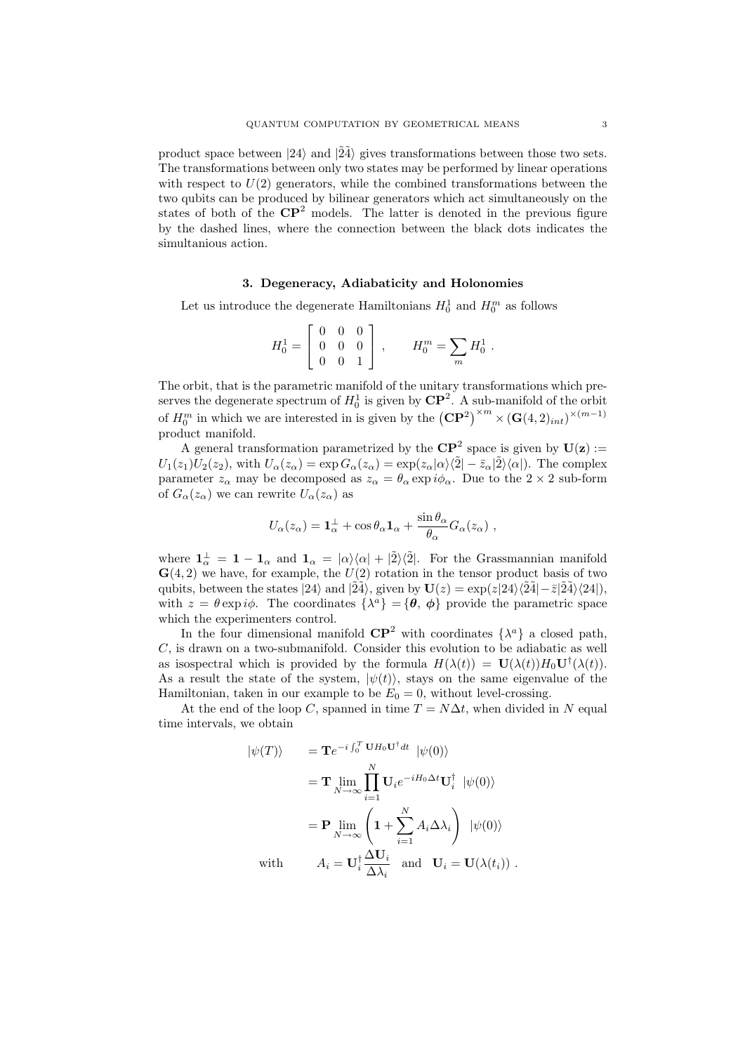product space between $|24\rangle$ and $|\tilde{2}\tilde{4}\rangle$ gives transformations between those two sets. The transformations between only two states may be performed by linear operations with respect to $U(2)$ generators, while the combined transformations between the two qubits can be produced by bilinear generators which act simultaneously on the states of both of the $\mathbf{CP}^2$ models. The latter is denoted in the previous figure by the dashed lines, where the connection between the black dots indicates the simultanious action.

### 3. Degeneracy, Adiabaticity and Holonomies

Let us introduce the degenerate Hamiltonians $H_0^1$ and $H_0^m$ as follows

$$H_0^1 = \begin{bmatrix} 0 & 0 & 0 \\ 0 & 0 & 0 \\ 0 & 0 & 1 \end{bmatrix} , \qquad H_0^m = \sum_m H_0^1 .$$

The orbit, that is the parametric manifold of the unitary transformations which preserves the degenerate spectrum of $H_0^1$ is given by $\mathbf{CP}^2$. A sub-manifold of the orbit of $H_0^m$ in which we are interested in is given by the $\left(\mathbf{CP}^2\right)^{\times m} \times (\mathbf{G}(4,2)_{int})^{\times(m-1)}$ product manifold.

A general transformation parametrized by the $\mathbf{CP}^2$ space is given by $\mathbf{U}(\mathbf{z}) := U_1(z_1)U_2(z_2)$, with $U_\alpha(z_\alpha) = \exp G_\alpha(z_\alpha) = \exp(z_\alpha|\alpha\rangle\langle\tilde{2}| - \bar{z}_\alpha|\tilde{2}\rangle\langle\alpha|)$. The complex parameter $z_\alpha$ may be decomposed as $z_\alpha = \theta_\alpha \exp i\phi_\alpha$. Due to the $2\times 2$ sub-form of $G_\alpha(z_\alpha)$ we can rewrite $U_\alpha(z_\alpha)$ as

$$U_\alpha(z_\alpha) = \mathbf{1}_\alpha^\perp + \cos\theta_\alpha \mathbf{1}_\alpha + \frac{\sin\theta_\alpha}{\theta_\alpha} G_\alpha(z_\alpha) ,$$

where $\mathbf{1}_\alpha^\perp = \mathbf{1} - \mathbf{1}_\alpha$ and $\mathbf{1}_\alpha = |\alpha\rangle\langle\alpha| + |\tilde{2}\rangle\langle\tilde{2}|$. For the Grassmannian manifold $\mathbf{G}(4,2)$ we have, for example, the $U(2)$ rotation in the tensor product basis of two qubits, between the states $|24\rangle$ and $|\tilde{2}\tilde{4}\rangle$, given by $\mathbf{U}(z) = \exp(z|24\rangle\langle\tilde{2}\tilde{4}| - \bar{z}|\tilde{2}\tilde{4}\rangle\langle 24|)$, with $z = \theta\exp i\phi$. The coordinates $\{\lambda^a\} = \{\boldsymbol{\theta},\ \boldsymbol{\phi}\}$ provide the parametric space which the experimenters control.

In the four dimensional manifold $\mathbf{CP}^2$ with coordinates $\{\lambda^a\}$ a closed path, $C$, is drawn on a two-submanifold. Consider this evolution to be adiabatic as well as isospectral which is provided by the formula $H(\lambda(t)) = \mathbf{U}(\lambda(t))H_0\mathbf{U}^\dagger(\lambda(t))$. As a result the state of the system, $|\psi(t)\rangle$, stays on the same eigenvalue of the Hamiltonian, taken in our example to be $E_0 = 0$, without level-crossing.

At the end of the loop $C$, spanned in time $T = N\Delta t$, when divided in $N$ equal time intervals, we obtain

$$\begin{aligned}
|\psi(T)\rangle \quad &= \mathbf{T}e^{-i\int_0^T \mathbf{U}H_0\mathbf{U}^\dagger dt}\ |\psi(0)\rangle \\
&= \mathbf{T}\lim_{N\to\infty}\prod_{i=1}^N \mathbf{U}_i e^{-iH_0\Delta t}\mathbf{U}_i^\dagger\ |\psi(0)\rangle \\
&= \mathbf{P}\lim_{N\to\infty}\left(\mathbf{1} + \sum_{i=1}^N A_i\Delta\lambda_i\right)\ |\psi(0)\rangle \\
\text{with} \qquad & A_i = \mathbf{U}_i^\dagger\frac{\Delta\mathbf{U}_i}{\Delta\lambda_i} \quad \text{and} \quad \mathbf{U}_i = \mathbf{U}(\lambda(t_i)) .
\end{aligned}$$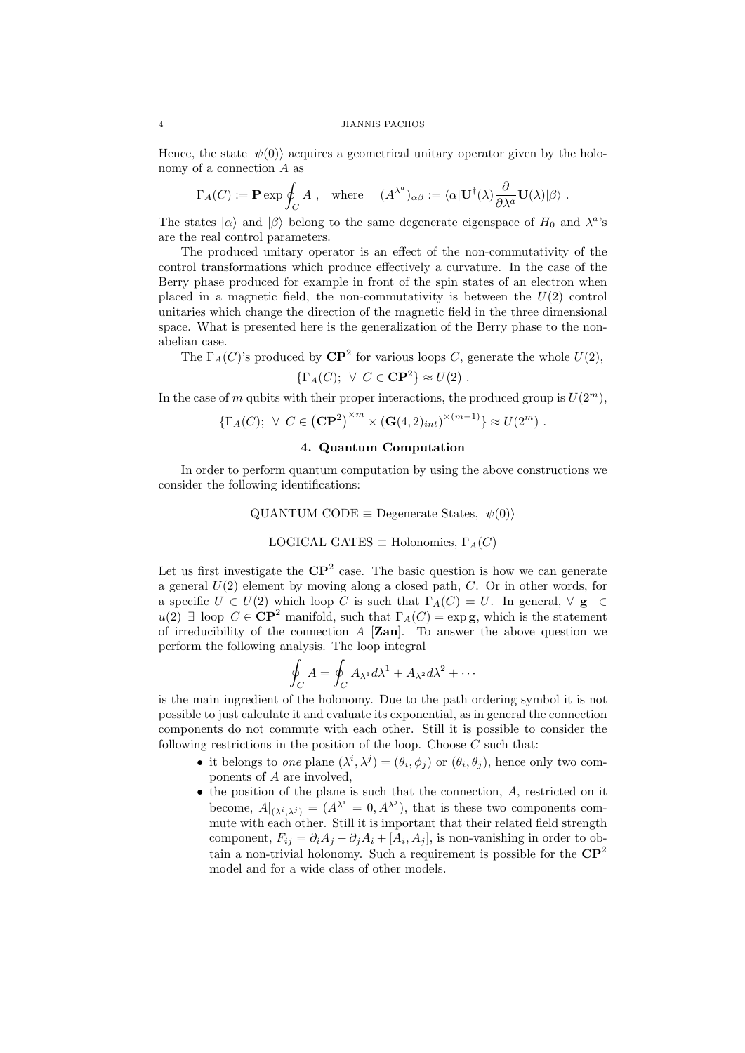Hence, the state $|\psi(0)\rangle$ acquires a geometrical unitary operator given by the holonomy of a connection $A$ as

$$\Gamma_A(C) := \mathbf{P}\exp\oint_C A \ , \quad \text{where} \quad (A^{\lambda^a})_{\alpha\beta} := \langle\alpha|\mathbf{U}^\dagger(\lambda)\frac{\partial}{\partial\lambda^a}\mathbf{U}(\lambda)|\beta\rangle \ .$$

The states $|\alpha\rangle$ and $|\beta\rangle$ belong to the same degenerate eigenspace of $H_0$ and $\lambda^a$'s are the real control parameters.

The produced unitary operator is an effect of the non-commutativity of the control transformations which produce effectively a curvature. In the case of the Berry phase produced for example in front of the spin states of an electron when placed in a magnetic field, the non-commutativity is between the $U(2)$ control unitaries which change the direction of the magnetic field in the three dimensional space. What is presented here is the generalization of the Berry phase to the non-abelian case.

The $\Gamma_A(C)$'s produced by $\mathbf{CP}^2$ for various loops $C$, generate the whole $U(2)$,

$$\{\Gamma_A(C); \ \forall \ C \in \mathbf{CP}^2\} \approx U(2) \ .$$

In the case of $m$ qubits with their proper interactions, the produced group is $U(2^m)$,

$$\{\Gamma_A(C); \ \forall \ C \in \left(\mathbf{CP}^2\right)^{\times m} \times \left(\mathbf{G}(4,2)_{int}\right)^{\times(m-1)}\} \approx U(2^m) \ .$$

## 4. Quantum Computation

In order to perform quantum computation by using the above constructions we consider the following identifications:

QUANTUM CODE $\equiv$ Degenerate States, $|\psi(0)\rangle$

LOGICAL GATES $\equiv$ Holonomies, $\Gamma_A(C)$

Let us first investigate the $\mathbf{CP}^2$ case. The basic question is how we can generate a general $U(2)$ element by moving along a closed path, $C$. Or in other words, for a specific $U \in U(2)$ which loop $C$ is such that $\Gamma_A(C) = U$. In general, $\forall \ \mathbf{g} \ \in u(2) \ \exists$ loop $C \in \mathbf{CP}^2$ manifold, such that $\Gamma_A(C) = \exp\mathbf{g}$, which is the statement of irreducibility of the connection $A$ [**Zan**]. To answer the above question we perform the following analysis. The loop integral

$$\oint_C A = \oint_C A_{\lambda^1}d\lambda^1 + A_{\lambda^2}d\lambda^2 + \cdots$$

is the main ingredient of the holonomy. Due to the path ordering symbol it is not possible to just calculate it and evaluate its exponential, as in general the connection components do not commute with each other. Still it is possible to consider the following restrictions in the position of the loop. Choose $C$ such that:

- it belongs to *one* plane $(\lambda^i,\lambda^j) = (\theta_i,\phi_j)$ or $(\theta_i,\theta_j)$, hence only two components of $A$ are involved,
- the position of the plane is such that the connection, $A$, restricted on it become, $A|_{(\lambda^i,\lambda^j)} = (A^{\lambda^i} = 0, A^{\lambda^j})$, that is these two components commute with each other. Still it is important that their related field strength component, $F_{ij} = \partial_i A_j - \partial_j A_i + [A_i, A_j]$, is non-vanishing in order to obtain a non-trivial holonomy. Such a requirement is possible for the $\mathbf{CP}^2$ model and for a wide class of other models.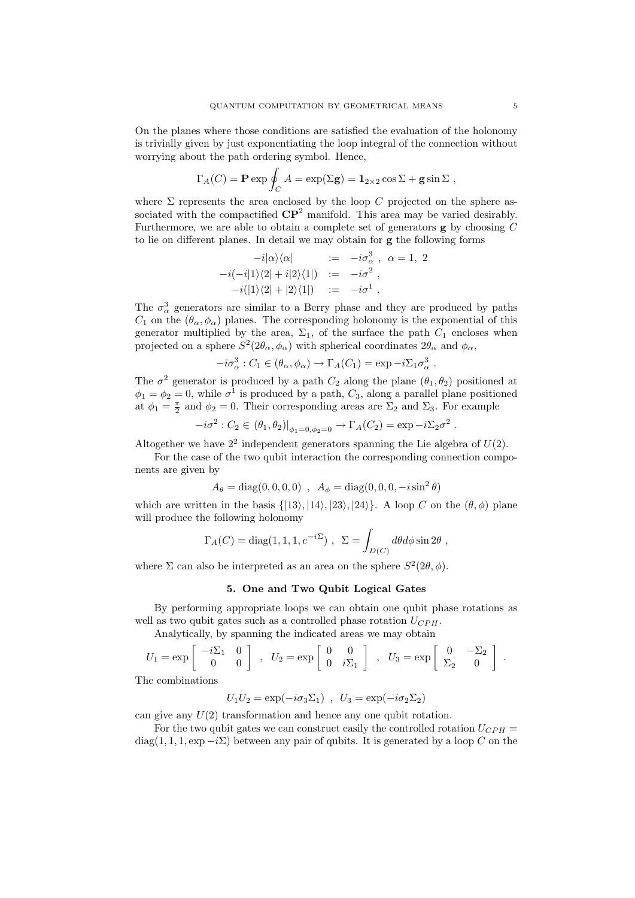On the planes where those conditions are satisfied the evaluation of the holonomy is trivially given by just exponentiating the loop integral of the connection without worrying about the path ordering symbol. Hence,

$$\Gamma_A(C) = \mathbf{P} \exp \oint_C A = \exp(\Sigma \mathbf{g}) = \mathbf{1}_{2\times 2} \cos \Sigma + \mathbf{g} \sin \Sigma \ ,$$

where $\Sigma$ represents the area enclosed by the loop $C$ projected on the sphere associated with the compactified $\mathbf{CP}^2$ manifold. This area may be varied desirably. Furthermore, we are able to obtain a complete set of generators $\mathbf{g}$ by choosing $C$ to lie on different planes. In detail we may obtain for $\mathbf{g}$ the following forms

$$\begin{aligned}
-i|\alpha\rangle\langle\alpha| \quad &:= \quad -i\sigma^3_\alpha \ , \ \ \alpha = 1, \ 2 \\
-i(-i|1\rangle\langle 2| + i|2\rangle\langle 1|) \quad &:= \quad -i\sigma^2 \ , \\
-i(|1\rangle\langle 2| + |2\rangle\langle 1|) \quad &:= \quad -i\sigma^1 \ .
\end{aligned}$$

The $\sigma^3_\alpha$ generators are similar to a Berry phase and they are produced by paths $C_1$ on the $(\theta_\alpha, \phi_\alpha)$ planes. The corresponding holonomy is the exponential of this generator multiplied by the area, $\Sigma_1$, of the surface the path $C_1$ encloses when projected on a sphere $S^2(2\theta_\alpha, \phi_\alpha)$ with spherical coordinates $2\theta_\alpha$ and $\phi_\alpha$,

$$-i\sigma^3_\alpha : C_1 \in (\theta_\alpha, \phi_\alpha) \rightarrow \Gamma_A(C_1) = \exp -i\Sigma_1 \sigma^3_\alpha \ .$$

The $\sigma^2$ generator is produced by a path $C_2$ along the plane $(\theta_1, \theta_2)$ positioned at $\phi_1 = \phi_2 = 0$, while $\sigma^1$ is produced by a path, $C_3$, along a parallel plane positioned at $\phi_1 = \frac{\pi}{2}$ and $\phi_2 = 0$. Their corresponding areas are $\Sigma_2$ and $\Sigma_3$. For example

$$-i\sigma^2 : C_2 \in (\theta_1, \theta_2)|_{\phi_1=0, \phi_2=0} \rightarrow \Gamma_A(C_2) = \exp -i\Sigma_2 \sigma^2 \ .$$

Altogether we have $2^2$ independent generators spanning the Lie algebra of $U(2)$.

For the case of the two qubit interaction the corresponding connection components are given by

$$A_\theta = \text{diag}(0, 0, 0, 0) \ \ , \ \ A_\phi = \text{diag}(0, 0, 0, -i \sin^2 \theta)$$

which are written in the basis $\{|13\rangle, |14\rangle, |23\rangle, |24\rangle\}$. A loop $C$ on the $(\theta, \phi)$ plane will produce the following holonomy

$$\Gamma_A(C) = \text{diag}(1, 1, 1, e^{-i\Sigma}) \ , \ \ \Sigma = \int_{D(C)} d\theta d\phi \sin 2\theta \ ,$$

where $\Sigma$ can also be interpreted as an area on the sphere $S^2(2\theta, \phi)$.

## 5. One and Two Qubit Logical Gates

By performing appropriate loops we can obtain one qubit phase rotations as well as two qubit gates such as a controlled phase rotation $U_{CPH}$.

Analytically, by spanning the indicated areas we may obtain

$$U_1 = \exp \begin{bmatrix} -i\Sigma_1 & 0 \\ 0 & 0 \end{bmatrix} \ \ , \ \ U_2 = \exp \begin{bmatrix} 0 & 0 \\ 0 & i\Sigma_1 \end{bmatrix} \ \ , \ \ U_3 = \exp \begin{bmatrix} 0 & -\Sigma_2 \\ \Sigma_2 & 0 \end{bmatrix} \ .$$

The combinations

$$U_1 U_2 = \exp(-i\sigma_3 \Sigma_1) \ \ , \ \ U_3 = \exp(-i\sigma_2 \Sigma_2)$$

can give any $U(2)$ transformation and hence any one qubit rotation.

For the two qubit gates we can construct easily the controlled rotation $U_{CPH} = \text{diag}(1, 1, 1, \exp -i\Sigma)$ between any pair of qubits. It is generated by a loop $C$ on the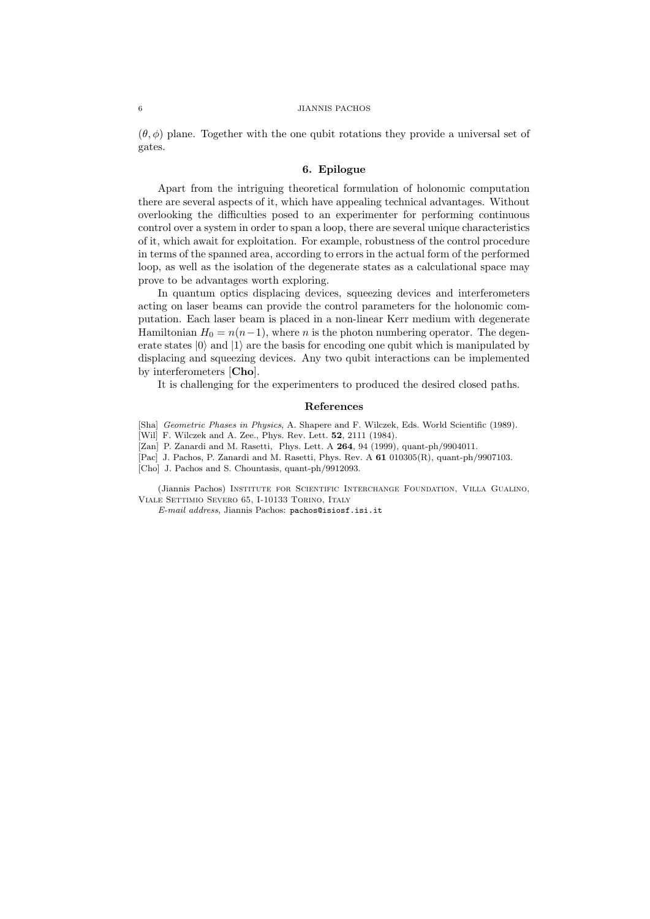$(\theta, \phi)$ plane. Together with the one qubit rotations they provide a universal set of gates.

## 6. Epilogue

Apart from the intriguing theoretical formulation of holonomic computation there are several aspects of it, which have appealing technical advantages. Without overlooking the difficulties posed to an experimenter for performing continuous control over a system in order to span a loop, there are several unique characteristics of it, which await for exploitation. For example, robustness of the control procedure in terms of the spanned area, according to errors in the actual form of the performed loop, as well as the isolation of the degenerate states as a calculational space may prove to be advantages worth exploring.

In quantum optics displacing devices, squeezing devices and interferometers acting on laser beams can provide the control parameters for the holonomic computation. Each laser beam is placed in a non-linear Kerr medium with degenerate Hamiltonian $H_0 = n(n-1)$, where $n$ is the photon numbering operator. The degenerate states $|0\rangle$ and $|1\rangle$ are the basis for encoding one qubit which is manipulated by displacing and squeezing devices. Any two qubit interactions can be implemented by interferometers [**Cho**].

It is challenging for the experimenters to produced the desired closed paths.

## References

[Sha] *Geometric Phases in Physics*, A. Shapere and F. Wilczek, Eds. World Scientific (1989).

[Wil] F. Wilczek and A. Zee., Phys. Rev. Lett. **52**, 2111 (1984).

[Zan] P. Zanardi and M. Rasetti, Phys. Lett. A **264**, 94 (1999), quant-ph/9904011.

[Pac] J. Pachos, P. Zanardi and M. Rasetti, Phys. Rev. A **61** 010305(R), quant-ph/9907103.

[Cho] J. Pachos and S. Chountasis, quant-ph/9912093.

(Jiannis Pachos) Institute for Scientific Interchange Foundation, Villa Gualino, Viale Settimio Severo 65, I-10133 Torino, Italy

*E-mail address*, Jiannis Pachos: `pachos@isiosf.isi.it`